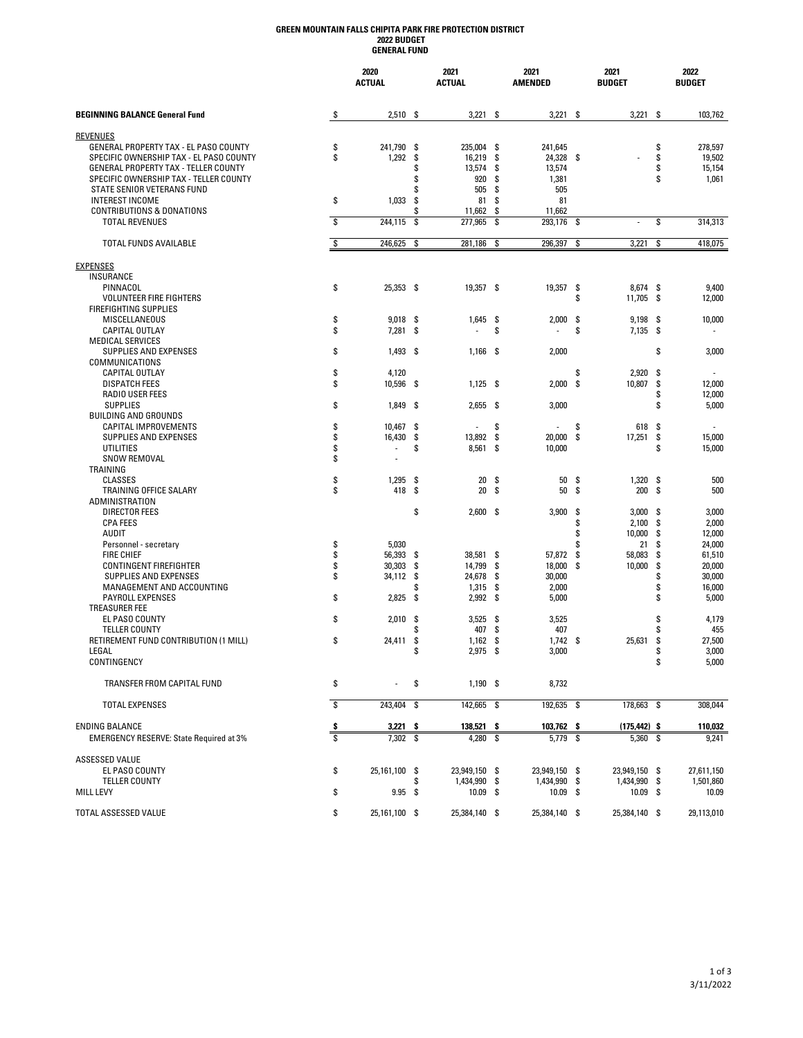**GREEN MOUNTAIN FALLS CHIPITA PARK FIRE PROTECTION DISTRICT**
**2022 BUDGET**
**GENERAL FUND**

| | 2020 ACTUAL | 2021 ACTUAL | 2021 AMENDED | 2021 BUDGET | 2022 BUDGET |
|---|---|---|---|---|---|
| **BEGINNING BALANCE General Fund** | $ 2,510 | $ 3,221 | $ 3,221 | $ 3,221 | $ 103,762 |
| REVENUES | | | | | |
| GENERAL PROPERTY TAX - EL PASO COUNTY | $ 241,790 | $ 235,004 | $ 241,645 | | $ 278,597 |
| SPECIFIC OWNERSHIP TAX - EL PASO COUNTY | $ 1,292 | $ 16,219 | $ 24,328 | $ - | $ 19,502 |
| GENERAL PROPERTY TAX - TELLER COUNTY | | $ 13,574 | $ 13,574 | | $ 15,154 |
| SPECIFIC OWNERSHIP TAX - TELLER COUNTY | | $ 920 | $ 1,381 | | $ 1,061 |
| STATE SENIOR VETERANS FUND | | $ 505 | $ 505 | | |
| INTEREST INCOME | $ 1,033 | $ 81 | $ 81 | | |
| CONTRIBUTIONS & DONATIONS | | $ 11,662 | $ 11,662 | | |
| TOTAL REVENUES | $ 244,115 | $ 277,965 | $ 293,176 | $ - | $ 314,313 |
| TOTAL FUNDS AVAILABLE | $ 246,625 | $ 281,186 | $ 296,397 | $ 3,221 | $ 418,075 |
| EXPENSES | | | | | |
| INSURANCE | | | | | |
| PINNACOL | $ 25,353 | $ 19,357 | $ 19,357 | $ 8,674 | $ 9,400 |
| VOLUNTEER FIRE FIGHTERS | | | | $ 11,705 | $ 12,000 |
| FIREFIGHTING SUPPLIES | | | | | |
| MISCELLANEOUS | $ 9,018 | $ 1,645 | $ 2,000 | $ 9,198 | $ 10,000 |
| CAPITAL OUTLAY | $ 7,281 | $ - | $ - | $ 7,135 | $ - |
| MEDICAL SERVICES | | | | | |
| SUPPLIES AND EXPENSES | $ 1,493 | $ 1,166 | $ 2,000 | | $ 3,000 |
| COMMUNICATIONS | | | | | |
| CAPITAL OUTLAY | $ 4,120 | | | $ 2,920 | $ - |
| DISPATCH FEES | $ 10,596 | $ 1,125 | $ 2,000 | $ 10,807 | $ 12,000 |
| RADIO USER FEES | | | | | $ 12,000 |
| SUPPLIES | $ 1,849 | $ 2,655 | $ 3,000 | | $ 5,000 |
| BUILDING AND GROUNDS | | | | | |
| CAPITAL IMPROVEMENTS | $ 10,467 | $ - | $ - | $ 618 | $ - |
| SUPPLIES AND EXPENSES | $ 16,430 | $ 13,892 | $ 20,000 | $ 17,251 | $ 15,000 |
| UTILITIES | $ - | $ 8,561 | $ 10,000 | | $ 15,000 |
| SNOW REMOVAL | $ - | | | | |
| TRAINING | | | | | |
| CLASSES | $ 1,295 | $ 20 | $ 50 | $ 1,320 | $ 500 |
| TRAINING OFFICE SALARY | $ 418 | $ 20 | $ 50 | $ 200 | $ 500 |
| ADMINISTRATION | | | | | |
| DIRECTOR FEES | | $ 2,600 | $ 3,900 | $ 3,000 | $ 3,000 |
| CPA FEES | | | | $ 2,100 | $ 2,000 |
| AUDIT | | | | $ 10,000 | $ 12,000 |
| Personnel - secretary | $ 5,030 | | | $ 21 | $ 24,000 |
| FIRE CHIEF | $ 56,393 | $ 38,581 | $ 57,872 | $ 58,083 | $ 61,510 |
| CONTINGENT FIREFIGHTER | $ 30,303 | $ 14,799 | $ 18,000 | $ 10,000 | $ 20,000 |
| SUPPLIES AND EXPENSES | $ 34,112 | $ 24,678 | $ 30,000 | | $ 30,000 |
| MANAGEMENT AND ACCOUNTING | | $ 1,315 | $ 2,000 | | $ 16,000 |
| PAYROLL EXPENSES | $ 2,825 | $ 2,992 | $ 5,000 | | $ 5,000 |
| TREASURER FEE | | | | | |
| EL PASO COUNTY | $ 2,010 | $ 3,525 | $ 3,525 | | $ 4,179 |
| TELLER COUNTY | | $ 407 | $ 407 | | $ 455 |
| RETIREMENT FUND CONTRIBUTION (1 MILL) | $ 24,411 | $ 1,162 | $ 1,742 | $ 25,631 | $ 27,500 |
| LEGAL | | $ 2,975 | $ 3,000 | | $ 3,000 |
| CONTINGENCY | | | | | $ 5,000 |
| TRANSFER FROM CAPITAL FUND | $ - | $ 1,190 | $ 8,732 | | |
| TOTAL EXPENSES | $ 243,404 | $ 142,665 | $ 192,635 | $ 178,663 | $ 308,044 |
| ENDING BALANCE | **$ 3,221** | **$ 138,521** | **$ 103,762** | **$ (175,442)** | **$ 110,032** |
| EMERGENCY RESERVE: State Required at 3% | $ 7,302 | $ 4,280 | $ 5,779 | $ 5,360 | $ 9,241 |
| ASSESSED VALUE | | | | | |
| EL PASO COUNTY | $ 25,161,100 | $ 23,949,150 | $ 23,949,150 | $ 23,949,150 | $ 27,611,150 |
| TELLER COUNTY | | $ 1,434,990 | $ 1,434,990 | $ 1,434,990 | $ 1,501,860 |
| MILL LEVY | $ 9.95 | $ 10.09 | $ 10.09 | $ 10.09 | $ 10.09 |
| TOTAL ASSESSED VALUE | $ 25,161,100 | $ 25,384,140 | $ 25,384,140 | $ 25,384,140 | $ 29,113,010 |

3/11/2022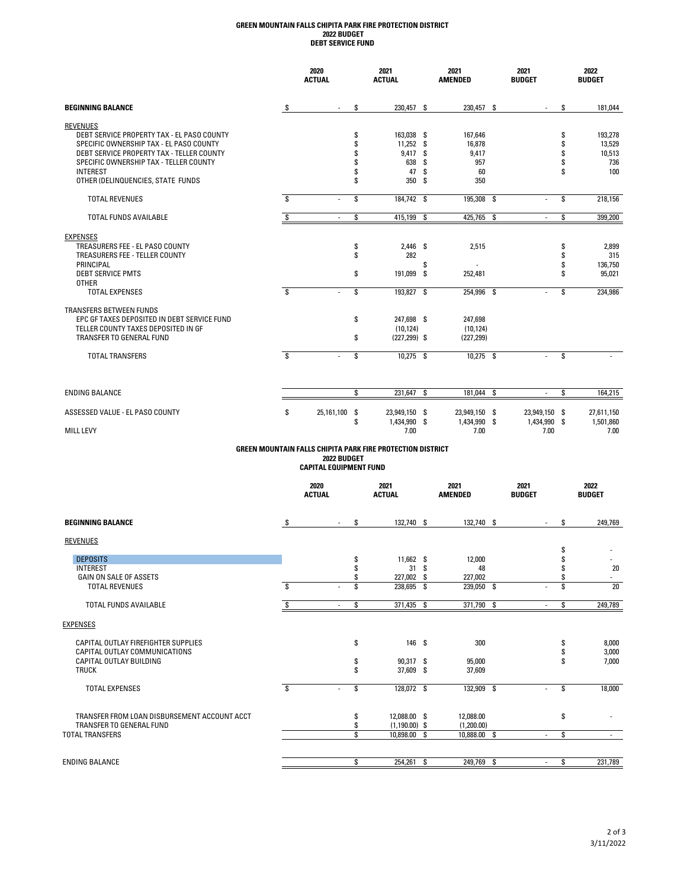# GREEN MOUNTAIN FALLS CHIPITA PARK FIRE PROTECTION DISTRICT
## 2022 BUDGET
## DEBT SERVICE FUND

| | 2020 ACTUAL | 2021 ACTUAL | 2021 AMENDED | 2021 BUDGET | 2022 BUDGET |
|---|---|---|---|---|---|
| **BEGINNING BALANCE** | $ - | $ 230,457 | $ 230,457 | $ - | $ 181,044 |
| REVENUES | | | | | |
| DEBT SERVICE PROPERTY TAX - EL PASO COUNTY | | $ 163,038 | $ 167,646 | | $ 193,278 |
| SPECIFIC OWNERSHIP TAX - EL PASO COUNTY | | $ 11,252 | $ 16,878 | | $ 13,529 |
| DEBT SERVICE PROPERTY TAX - TELLER COUNTY | | $ 9,417 | $ 9,417 | | $ 10,513 |
| SPECIFIC OWNERSHIP TAX - TELLER COUNTY | | $ 638 | $ 957 | | $ 736 |
| INTEREST | | $ 47 | $ 60 | | $ 100 |
| OTHER (DELINQUENCIES, STATE FUNDS | | $ 350 | $ 350 | | |
| TOTAL REVENUES | $ - | $ 184,742 | $ 195,308 | $ - | $ 218,156 |
| TOTAL FUNDS AVAILABLE | $ - | $ 415,199 | $ 425,765 | $ - | $ 399,200 |
| EXPENSES | | | | | |
| TREASURERS FEE - EL PASO COUNTY | | $ 2,446 | $ 2,515 | | $ 2,899 |
| TREASURERS FEE - TELLER COUNTY | | $ 282 | | | $ 315 |
| PRINCIPAL | | | $ - | | $ 136,750 |
| DEBT SERVICE PMTS | | $ 191,099 | $ 252,481 | | $ 95,021 |
| OTHER | | | | | |
| TOTAL EXPENSES | $ - | $ 193,827 | $ 254,996 | $ - | $ 234,986 |
| TRANSFERS BETWEEN FUNDS | | | | | |
| EPC GF TAXES DEPOSITED IN DEBT SERVICE FUND | | $ 247,698 | $ 247,698 | | |
| TELLER COUNTY TAXES DEPOSITED IN GF | | (10,124) | (10,124) | | |
| TRANSFER TO GENERAL FUND | | $ (227,299) | $ (227,299) | | |
| TOTAL TRANSFERS | $ - | $ 10,275 | $ 10,275 | $ - | $ - |
| ENDING BALANCE | | $ 231,647 | $ 181,044 | $ - | $ 164,215 |
| ASSESSED VALUE - EL PASO COUNTY | $ 25,161,100 | $ 23,949,150 | $ 23,949,150 | $ 23,949,150 | $ 27,611,150 |
| | | $ 1,434,990 | $ 1,434,990 | $ 1,434,990 | $ 1,501,860 |
| MILL LEVY | | 7.00 | 7.00 | 7.00 | 7.00 |

# GREEN MOUNTAIN FALLS CHIPITA PARK FIRE PROTECTION DISTRICT
## 2022 BUDGET
## CAPITAL EQUIPMENT FUND

| | 2020 ACTUAL | 2021 ACTUAL | 2021 AMENDED | 2021 BUDGET | 2022 BUDGET |
|---|---|---|---|---|---|
| **BEGINNING BALANCE** | $ - | $ 132,740 | $ 132,740 | $ - | $ 249,769 |
| REVENUES | | | | | |
| | | | | | $ - |
| DEPOSITS | | $ 11,662 | $ 12,000 | | $ - |
| INTEREST | | $ 31 | $ 48 | | $ 20 |
| GAIN ON SALE OF ASSETS | | $ 227,002 | $ 227,002 | | $ - |
| TOTAL REVENUES | $ - | $ 238,695 | $ 239,050 | $ - | $ 20 |
| TOTAL FUNDS AVAILABLE | $ - | $ 371,435 | $ 371,790 | $ - | $ 249,789 |
| EXPENSES | | | | | |
| CAPITAL OUTLAY FIREFIGHTER SUPPLIES | | $ 146 | $ 300 | | $ 8,000 |
| CAPITAL OUTLAY COMMUNICATIONS | | | | | $ 3,000 |
| CAPITAL OUTLAY BUILDING | | $ 90,317 | $ 95,000 | | $ 7,000 |
| TRUCK | | $ 37,609 | $ 37,609 | | |
| TOTAL EXPENSES | $ - | $ 128,072 | $ 132,909 | $ - | $ 18,000 |
| TRANSFER FROM LOAN DISBURSEMENT ACCOUNT ACCT | | $ 12,088.00 | $ 12,088.00 | | $ - |
| TRANSFER TO GENERAL FUND | | $ (1,190.00) | $ (1,200.00) | | |
| TOTAL TRANSFERS | | $ 10,898.00 | $ 10,888.00 | $ - | $ - |
| ENDING BALANCE | | $ 254,261 | $ 249,769 | $ - | $ 231,789 |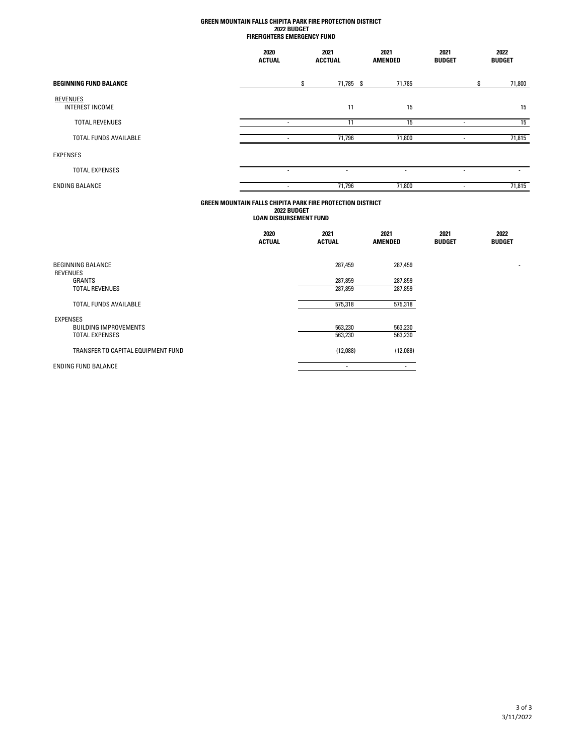**GREEN MOUNTAIN FALLS CHIPITA PARK FIRE PROTECTION DISTRICT**
**2022 BUDGET**
**FIREFIGHTERS EMERGENCY FUND**

| | 2020 ACTUAL | 2021 ACCTUAL | 2021 AMENDED | 2021 BUDGET | 2022 BUDGET |
|---|---|---|---|---|---|
| **BEGINNING FUND BALANCE** | | $ 71,785 | $ 71,785 | | $ 71,800 |
| REVENUES | | | | | |
| INTEREST INCOME | | 11 | 15 | | 15 |
| TOTAL REVENUES | - | 11 | 15 | - | 15 |
| TOTAL FUNDS AVAILABLE | - | 71,796 | 71,800 | - | 71,815 |
| EXPENSES | | | | | |
| TOTAL EXPENSES | - | - | - | - | - |
| ENDING BALANCE | - | 71,796 | 71,800 | - | 71,815 |

**GREEN MOUNTAIN FALLS CHIPITA PARK FIRE PROTECTION DISTRICT**
**2022 BUDGET**
**LOAN DISBURSEMENT FUND**

| | 2020 ACTUAL | 2021 ACTUAL | 2021 AMENDED | 2021 BUDGET | 2022 BUDGET |
|---|---|---|---|---|---|
| BEGINNING BALANCE | | 287,459 | 287,459 | | - |
| REVENUES | | | | | |
| GRANTS | | 287,859 | 287,859 | | |
| TOTAL REVENUES | | 287,859 | 287,859 | | |
| TOTAL FUNDS AVAILABLE | | 575,318 | 575,318 | | |
| EXPENSES | | | | | |
| BUILDING IMPROVEMENTS | | 563,230 | 563,230 | | |
| TOTAL EXPENSES | | 563,230 | 563,230 | | |
| TRANSFER TO CAPITAL EQUIPMENT FUND | | (12,088) | (12,088) | | |
| ENDING FUND BALANCE | | - | - | | |

3/11/2022